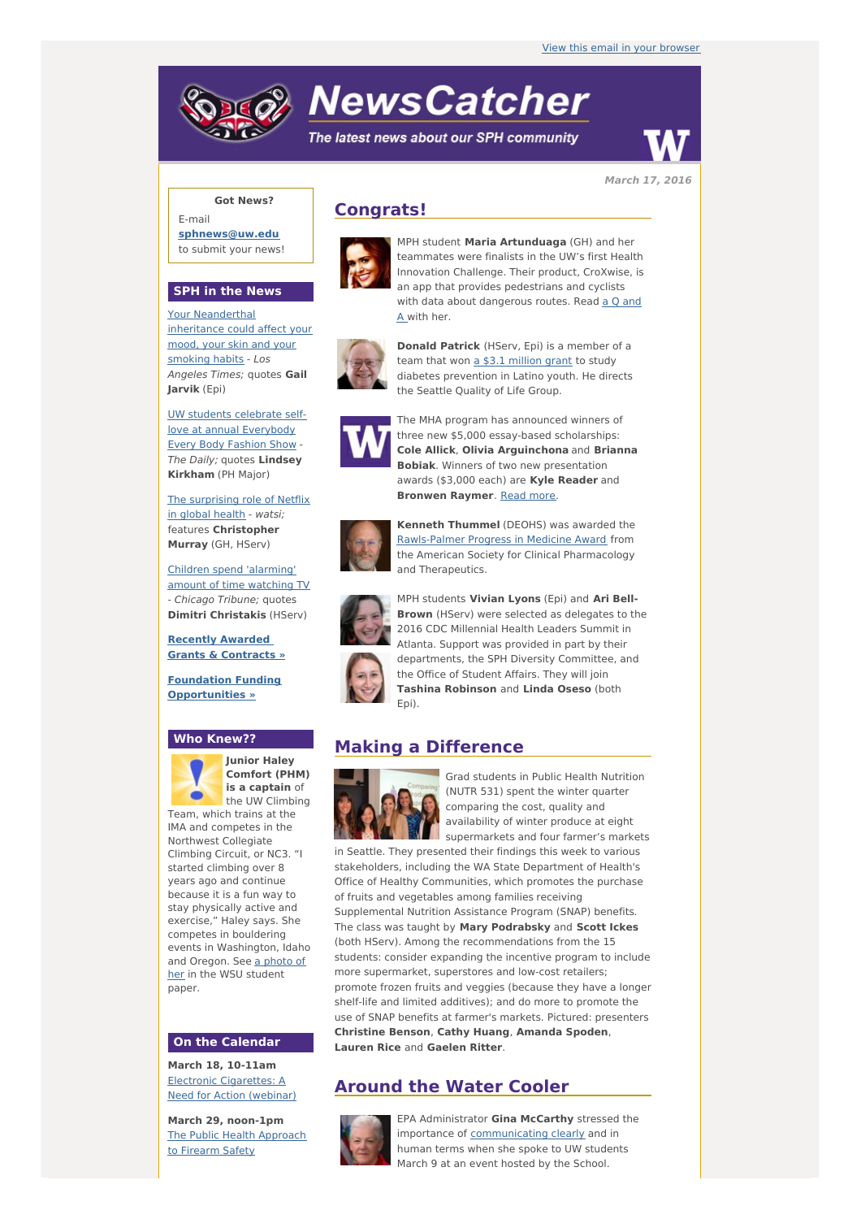View this email in your browser

# NewsCatcher

*The latest news about our SPH community*

**March 17, 2016**

**Got News?**

E-mail **sphnews@uw.edu** to submit your news!

## SPH in the News

Your Neanderthal inheritance could affect your mood, your skin and your smoking habits - *Los Angeles Times;* quotes **Gail Jarvik** (Epi)

UW students celebrate self-love at annual Everybody Every Body Fashion Show - *The Daily;* quotes **Lindsey Kirkham** (PH Major)

The surprising role of Netflix in global health - *watsi;* features **Christopher Murray** (GH, HServ)

Children spend 'alarming' amount of time watching TV - *Chicago Tribune;* quotes **Dimitri Christakis** (HServ)

**Recently Awarded Grants & Contracts »**

**Foundation Funding Opportunities »**

## Who Knew??

**Junior Haley Comfort (PHM) is a captain** of the UW Climbing Team, which trains at the IMA and competes in the Northwest Collegiate Climbing Circuit, or NC3. "I started climbing over 8 years ago and continue because it is a fun way to stay physically active and exercise," Haley says. She competes in bouldering events in Washington, Idaho and Oregon. See a photo of her in the WSU student paper.

## On the Calendar

**March 18, 10-11am**
Electronic Cigarettes: A Need for Action (webinar)

**March 29, noon-1pm**
The Public Health Approach to Firearm Safety

## Congrats!

MPH student **Maria Artunduaga** (GH) and her teammates were finalists in the UW's first Health Innovation Challenge. Their product, CroXwise, is an app that provides pedestrians and cyclists with data about dangerous routes. Read a Q and A with her.

**Donald Patrick** (HServ, Epi) is a member of a team that won a $3.1 million grant to study diabetes prevention in Latino youth. He directs the Seattle Quality of Life Group.

The MHA program has announced winners of three new $5,000 essay-based scholarships: **Cole Allick**, **Olivia Arguinchona** and **Brianna Bobiak**. Winners of two new presentation awards ($3,000 each) are **Kyle Reader** and **Bronwen Raymer**. Read more.

**Kenneth Thummel** (DEOHS) was awarded the Rawls-Palmer Progress in Medicine Award from the American Society for Clinical Pharmacology and Therapeutics.

MPH students **Vivian Lyons** (Epi) and **Ari Bell-Brown** (HServ) were selected as delegates to the 2016 CDC Millennial Health Leaders Summit in Atlanta. Support was provided in part by their departments, the SPH Diversity Committee, and the Office of Student Affairs. They will join **Tashina Robinson** and **Linda Oseso** (both Epi).

## Making a Difference

Grad students in Public Health Nutrition (NUTR 531) spent the winter quarter comparing the cost, quality and availability of winter produce at eight supermarkets and four farmer's markets in Seattle. They presented their findings this week to various stakeholders, including the WA State Department of Health's Office of Healthy Communities, which promotes the purchase of fruits and vegetables among families receiving Supplemental Nutrition Assistance Program (SNAP) benefits. The class was taught by **Mary Podrabsky** and **Scott Ickes** (both HServ). Among the recommendations from the 15 students: consider expanding the incentive program to include more supermarket, superstores and low-cost retailers; promote frozen fruits and veggies (because they have a longer shelf-life and limited additives); and do more to promote the use of SNAP benefits at farmer's markets. Pictured: presenters **Christine Benson**, **Cathy Huang**, **Amanda Spoden**, **Lauren Rice** and **Gaelen Ritter**.

## Around the Water Cooler

EPA Administrator **Gina McCarthy** stressed the importance of communicating clearly and in human terms when she spoke to UW students March 9 at an event hosted by the School.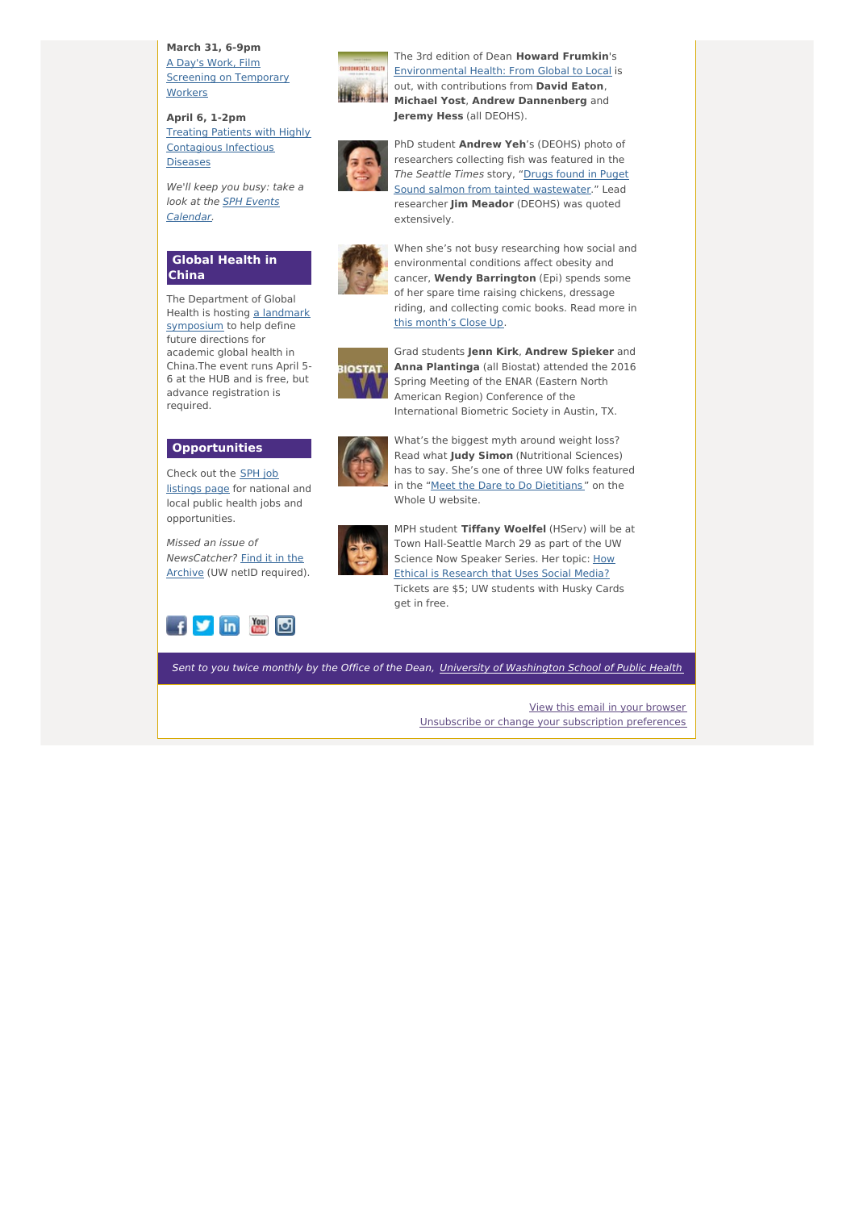**March 31, 6-9pm**
A Day's Work, Film Screening on Temporary Workers

**April 6, 1-2pm**
Treating Patients with Highly Contagious Infectious Diseases

*We'll keep you busy: take a look at the SPH Events Calendar.*

## Global Health in China

The Department of Global Health is hosting a landmark symposium to help define future directions for academic global health in China.The event runs April 5-6 at the HUB and is free, but advance registration is required.

## Opportunities

Check out the SPH job listings page for national and local public health jobs and opportunities.

*Missed an issue of NewsCatcher?* Find it in the Archive (UW netID required).

The 3rd edition of Dean **Howard Frumkin**'s Environmental Health: From Global to Local is out, with contributions from **David Eaton**, **Michael Yost**, **Andrew Dannenberg** and **Jeremy Hess** (all DEOHS).

PhD student **Andrew Yeh**'s (DEOHS) photo of researchers collecting fish was featured in the *The Seattle Times* story, "Drugs found in Puget Sound salmon from tainted wastewater." Lead researcher **Jim Meador** (DEOHS) was quoted extensively.

When she's not busy researching how social and environmental conditions affect obesity and cancer, **Wendy Barrington** (Epi) spends some of her spare time raising chickens, dressage riding, and collecting comic books. Read more in this month's Close Up.

Grad students **Jenn Kirk**, **Andrew Spieker** and **Anna Plantinga** (all Biostat) attended the 2016 Spring Meeting of the ENAR (Eastern North American Region) Conference of the International Biometric Society in Austin, TX.

What's the biggest myth around weight loss? Read what **Judy Simon** (Nutritional Sciences) has to say. She's one of three UW folks featured in the "Meet the Dare to Do Dietitians" on the Whole U website.

MPH student **Tiffany Woelfel** (HServ) will be at Town Hall-Seattle March 29 as part of the UW Science Now Speaker Series. Her topic: How Ethical is Research that Uses Social Media? Tickets are $5; UW students with Husky Cards get in free.

*Sent to you twice monthly by the Office of the Dean, University of Washington School of Public Health*

View this email in your browser
Unsubscribe or change your subscription preferences